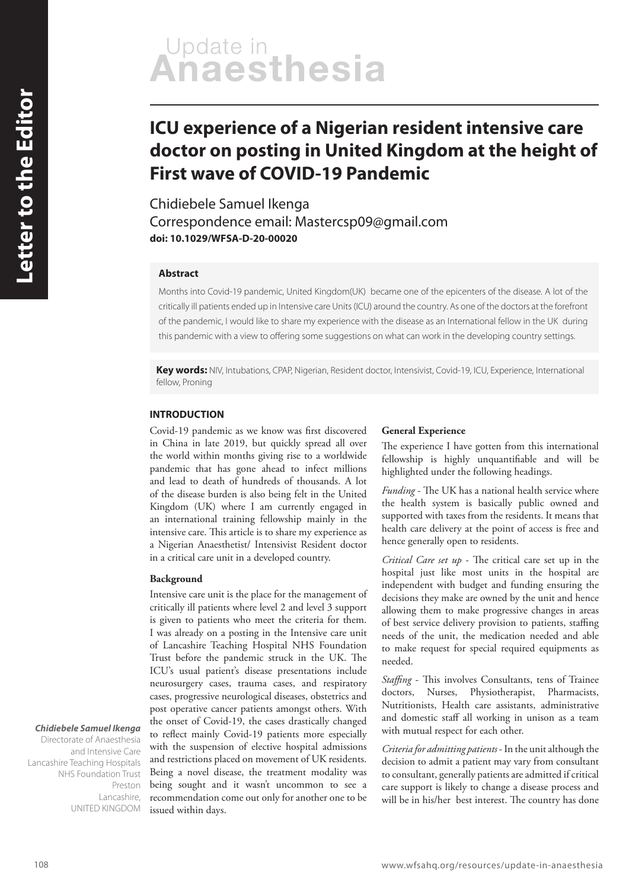# ICU experience of a Nigerian resident intensive care doctor on posting in United Kingdom at the height of First wave of COVID-19 Pandemic

Chidiebele Samuel Ikenga

Correspondence email: Mastercsp09@gmail.com

**doi: 10.1029/WFSA-D-20-00020**

## Abstract

Months into Covid-19 pandemic, United Kingdom(UK) became one of the epicenters of the disease. A lot of the critically ill patients ended up in Intensive care Units (ICU) around the country. As one of the doctors at the forefront of the pandemic, I would like to share my experience with the disease as an International fellow in the UK during this pandemic with a view to offering some suggestions on what can work in the developing country settings.

**Key words:** NIV, Intubations, CPAP, Nigerian, Resident doctor, Intensivist, Covid-19, ICU, Experience, International fellow, Proning

## INTRODUCTION

Covid-19 pandemic as we know was first discovered in China in late 2019, but quickly spread all over the world within months giving rise to a worldwide pandemic that has gone ahead to infect millions and lead to death of hundreds of thousands. A lot of the disease burden is also being felt in the United Kingdom (UK) where I am currently engaged in an international training fellowship mainly in the intensive care. This article is to share my experience as a Nigerian Anaesthetist/ Intensivist Resident doctor in a critical care unit in a developed country.

### Background

Intensive care unit is the place for the management of critically ill patients where level 2 and level 3 support is given to patients who meet the criteria for them. I was already on a posting in the Intensive care unit of Lancashire Teaching Hospital NHS Foundation Trust before the pandemic struck in the UK. The ICU's usual patient's disease presentations include neurosurgery cases, trauma cases, and respiratory cases, progressive neurological diseases, obstetrics and post operative cancer patients amongst others. With the onset of Covid-19, the cases drastically changed to reflect mainly Covid-19 patients more especially with the suspension of elective hospital admissions and restrictions placed on movement of UK residents. Being a novel disease, the treatment modality was being sought and it wasn't uncommon to see a recommendation come out only for another one to be issued within days.

***Chidiebele Samuel Ikenga***
Directorate of Anaesthesia and Intensive Care
Lancashire Teaching Hospitals NHS Foundation Trust
Preston
Lancashire,
UNITED KINGDOM

### General Experience

The experience I have gotten from this international fellowship is highly unquantifiable and will be highlighted under the following headings.

*Funding -* The UK has a national health service where the health system is basically public owned and supported with taxes from the residents. It means that health care delivery at the point of access is free and hence generally open to residents.

*Critical Care set up -* The critical care set up in the hospital just like most units in the hospital are independent with budget and funding ensuring the decisions they make are owned by the unit and hence allowing them to make progressive changes in areas of best service delivery provision to patients, staffing needs of the unit, the medication needed and able to make request for special required equipments as needed.

*Staffing -* This involves Consultants, tens of Trainee doctors, Nurses, Physiotherapist, Pharmacists, Nutritionists, Health care assistants, administrative and domestic staff all working in unison as a team with mutual respect for each other.

*Criteria for admitting patients -* In the unit although the decision to admit a patient may vary from consultant to consultant, generally patients are admitted if critical care support is likely to change a disease process and will be in his/her best interest. The country has done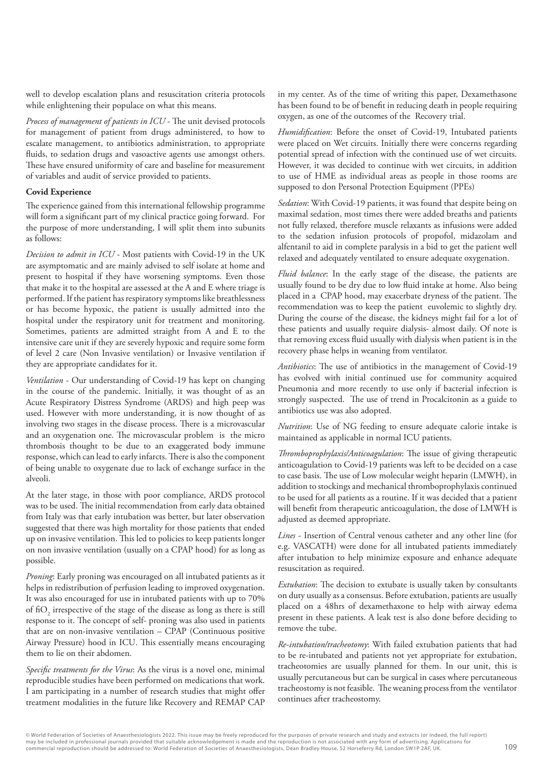well to develop escalation plans and resuscitation criteria protocols while enlightening their populace on what this means.

*Process of management of patients in ICU* - The unit devised protocols for management of patient from drugs administered, to how to escalate management, to antibiotics administration, to appropriate fluids, to sedation drugs and vasoactive agents use amongst others. These have ensured uniformity of care and baseline for measurement of variables and audit of service provided to patients.

**Covid Experience**

The experience gained from this international fellowship programme will form a significant part of my clinical practice going forward. For the purpose of more understanding, I will split them into subunits as follows:

*Decision to admit in ICU* - Most patients with Covid-19 in the UK are asymptomatic and are mainly advised to self isolate at home and present to hospital if they have worsening symptoms. Even those that make it to the hospital are assessed at the A and E where triage is performed. If the patient has respiratory symptoms like breathlessness or has become hypoxic, the patient is usually admitted into the hospital under the respiratory unit for treatment and monitoring. Sometimes, patients are admitted straight from A and E to the intensive care unit if they are severely hypoxic and require some form of level 2 care (Non Invasive ventilation) or Invasive ventilation if they are appropriate candidates for it.

*Ventilation* - Our understanding of Covid-19 has kept on changing in the course of the pandemic. Initially, it was thought of as an Acute Respiratory Distress Syndrome (ARDS) and high peep was used. However with more understanding, it is now thought of as involving two stages in the disease process. There is a microvascular and an oxygenation one. The microvascular problem is the micro thrombosis thought to be due to an exaggerated body immune response, which can lead to early infarcts. There is also the component of being unable to oxygenate due to lack of exchange surface in the alveoli.

At the later stage, in those with poor compliance, ARDS protocol was to be used. The initial recommendation from early data obtained from Italy was that early intubation was better, but later observation suggested that there was high mortality for those patients that ended up on invasive ventilation. This led to policies to keep patients longer on non invasive ventilation (usually on a CPAP hood) for as long as possible.

*Proning*: Early proning was encouraged on all intubated patients as it helps in redistribution of perfusion leading to improved oxygenation. It was also encouraged for use in intubated patients with up to 70% of $fiO_2$ irrespective of the stage of the disease as long as there is still response to it. The concept of self- proning was also used in patients that are on non-invasive ventilation – CPAP (Continuous positive Airway Pressure) hood in ICU. This essentially means encouraging them to lie on their abdomen.

*Specific treatments for the Virus*: As the virus is a novel one, minimal reproducible studies have been performed on medications that work. I am participating in a number of research studies that might offer treatment modalities in the future like Recovery and REMAP CAP in my center. As of the time of writing this paper, Dexamethasone has been found to be of benefit in reducing death in people requiring oxygen, as one of the outcomes of the Recovery trial.

*Humidification*: Before the onset of Covid-19, Intubated patients were placed on Wet circuits. Initially there were concerns regarding potential spread of infection with the continued use of wet circuits. However, it was decided to continue with wet circuits, in addition to use of HME as individual areas as people in those rooms are supposed to don Personal Protection Equipment (PPEs)

*Sedation*: With Covid-19 patients, it was found that despite being on maximal sedation, most times there were added breaths and patients not fully relaxed, therefore muscle relaxants as infusions were added to the sedation infusion protocols of propofol, midazolam and alfentanil to aid in complete paralysis in a bid to get the patient well relaxed and adequately ventilated to ensure adequate oxygenation.

*Fluid balance*: In the early stage of the disease, the patients are usually found to be dry due to low fluid intake at home. Also being placed in a CPAP hood, may exacerbate dryness of the patient. The recommendation was to keep the patient euvolemic to slightly dry. During the course of the disease, the kidneys might fail for a lot of these patients and usually require dialysis- almost daily. Of note is that removing excess fluid usually with dialysis when patient is in the recovery phase helps in weaning from ventilator.

*Antibiotics*: The use of antibiotics in the management of Covid-19 has evolved with initial continued use for community acquired Pneumonia and more recently to use only if bacterial infection is strongly suspected. The use of trend in Procalcitonin as a guide to antibiotics use was also adopted.

*Nutrition*: Use of NG feeding to ensure adequate calorie intake is maintained as applicable in normal ICU patients.

*Thromboprophylaxis/Anticoagulation*: The issue of giving therapeutic anticoagulation to Covid-19 patients was left to be decided on a case to case basis. The use of Low molecular weight heparin (LMWH), in addition to stockings and mechanical thromboprophylaxis continued to be used for all patients as a routine. If it was decided that a patient will benefit from therapeutic anticoagulation, the dose of LMWH is adjusted as deemed appropriate.

*Lines* - Insertion of Central venous catheter and any other line (for e.g. VASCATH) were done for all intubated patients immediately after intubation to help minimize exposure and enhance adequate resuscitation as required.

*Extubation*: The decision to extubate is usually taken by consultants on duty usually as a consensus. Before extubation, patients are usually placed on a 48hrs of dexamethaxone to help with airway edema present in these patients. A leak test is also done before deciding to remove the tube.

*Re-intubation/tracheotomy*: With failed extubation patients that had to be re-intubated and patients not yet appropriate for extubation, tracheotomies are usually planned for them. In our unit, this is usually percutaneous but can be surgical in cases where percutaneous tracheostomy is not feasible. The weaning process from the ventilator continues after tracheostomy.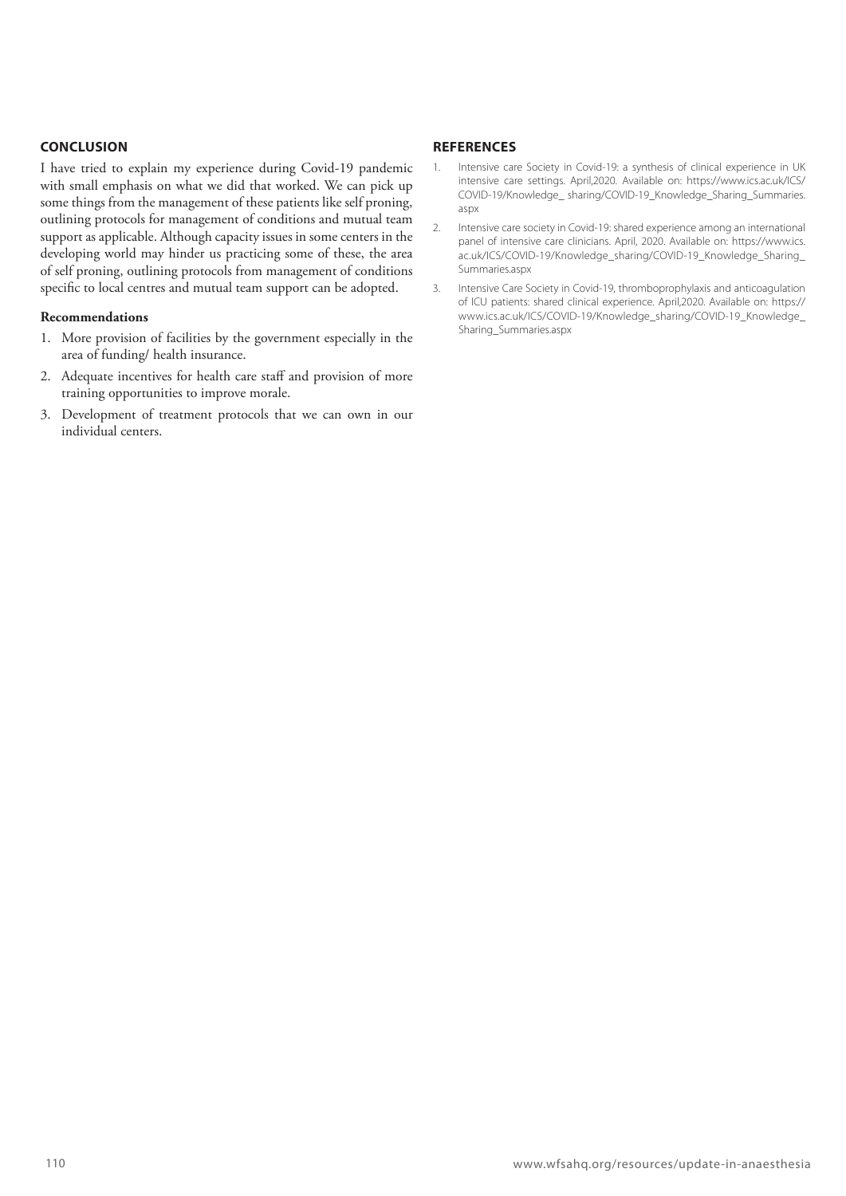## CONCLUSION

I have tried to explain my experience during Covid-19 pandemic with small emphasis on what we did that worked. We can pick up some things from the management of these patients like self proning, outlining protocols for management of conditions and mutual team support as applicable. Although capacity issues in some centers in the developing world may hinder us practicing some of these, the area of self proning, outlining protocols from management of conditions specific to local centres and mutual team support can be adopted.

### Recommendations

1. More provision of facilities by the government especially in the area of funding/ health insurance.
2. Adequate incentives for health care staff and provision of more training opportunities to improve morale.
3. Development of treatment protocols that we can own in our individual centers.

## REFERENCES

1. Intensive care Society in Covid-19: a synthesis of clinical experience in UK intensive care settings. April,2020. Available on: https://www.ics.ac.uk/ICS/COVID-19/Knowledge_ sharing/COVID-19_Knowledge_Sharing_Summaries.aspx
2. Intensive care society in Covid-19: shared experience among an international panel of intensive care clinicians. April, 2020. Available on: https://www.ics.ac.uk/ICS/COVID-19/Knowledge_sharing/COVID-19_Knowledge_Sharing_Summaries.aspx
3. Intensive Care Society in Covid-19, thromboprophylaxis and anticoagulation of ICU patients: shared clinical experience. April,2020. Available on: https://www.ics.ac.uk/ICS/COVID-19/Knowledge_sharing/COVID-19_Knowledge_Sharing_Summaries.aspx